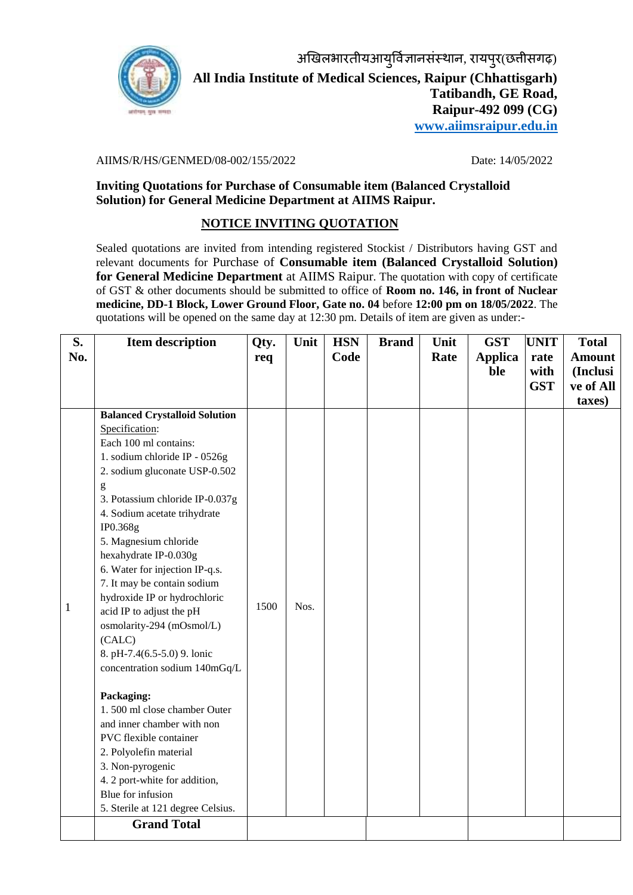अखिलभारतीयआयुर्विज्ञानसंस्थान, रायपुर(छत्तीसगढ़)

**All India Institute of Medical Sciences, Raipur (Chhattisgarh)**
**Tatibandh, GE Road,**
**Raipur-492 099 (CG)**
**www.aiimsraipur.edu.in**

AIIMS/R/HS/GENMED/08-002/155/2022 Date: 14/05/2022

**Inviting Quotations for Purchase of Consumable item (Balanced Crystalloid Solution) for General Medicine Department at AIIMS Raipur.**

## NOTICE INVITING QUOTATION

Sealed quotations are invited from intending registered Stockist / Distributors having GST and relevant documents for Purchase of **Consumable item (Balanced Crystalloid Solution) for General Medicine Department** at AIIMS Raipur. The quotation with copy of certificate of GST & other documents should be submitted to office of **Room no. 146, in front of Nuclear medicine, DD-1 Block, Lower Ground Floor, Gate no. 04** before **12:00 pm on 18/05/2022**. The quotations will be opened on the same day at 12:30 pm. Details of item are given as under:-

| S. No. | Item description | Qty. req | Unit | HSN Code | Brand | Unit Rate | GST Applicable | UNIT rate with GST | Total Amount (Inclusive of All taxes) |
|---|---|---|---|---|---|---|---|---|---|
| 1 | **Balanced Crystalloid Solution**<br>Specification:<br>Each 100 ml contains:<br>1. sodium chloride IP - 0526g<br>2. sodium gluconate USP-0.502 g<br>3. Potassium chloride IP-0.037g<br>4. Sodium acetate trihydrate IP0.368g<br>5. Magnesium chloride hexahydrate IP-0.030g<br>6. Water for injection IP-q.s.<br>7. It may be contain sodium hydroxide IP or hydrochloric acid IP to adjust the pH osmolarity-294 (mOsmol/L) (CALC)<br>8. pH-7.4(6.5-5.0) 9. lonic concentration sodium 140mGq/L<br><br>**Packaging:**<br>1. 500 ml close chamber Outer and inner chamber with non PVC flexible container<br>2. Polyolefin material<br>3. Non-pyrogenic<br>4. 2 port-white for addition, Blue for infusion<br>5. Sterile at 121 degree Celsius. | 1500 | Nos. | | | | | | |
| | **Grand Total** | | | | | | | | |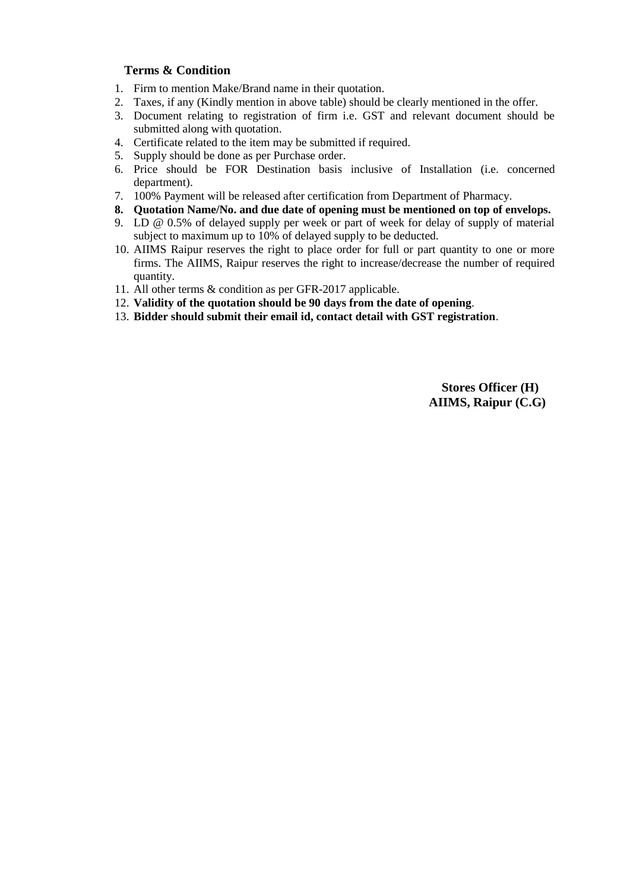**Terms & Condition**

1. Firm to mention Make/Brand name in their quotation.
2. Taxes, if any (Kindly mention in above table) should be clearly mentioned in the offer.
3. Document relating to registration of firm i.e. GST and relevant document should be submitted along with quotation.
4. Certificate related to the item may be submitted if required.
5. Supply should be done as per Purchase order.
6. Price should be FOR Destination basis inclusive of Installation (i.e. concerned department).
7. 100% Payment will be released after certification from Department of Pharmacy.
8. **Quotation Name/No. and due date of opening must be mentioned on top of envelops.**
9. LD @ 0.5% of delayed supply per week or part of week for delay of supply of material subject to maximum up to 10% of delayed supply to be deducted.
10. AIIMS Raipur reserves the right to place order for full or part quantity to one or more firms. The AIIMS, Raipur reserves the right to increase/decrease the number of required quantity.
11. All other terms & condition as per GFR-2017 applicable.
12. **Validity of the quotation should be 90 days from the date of opening**.
13. **Bidder should submit their email id, contact detail with GST registration**.

**Stores Officer (H)**
**AIIMS, Raipur (C.G)**